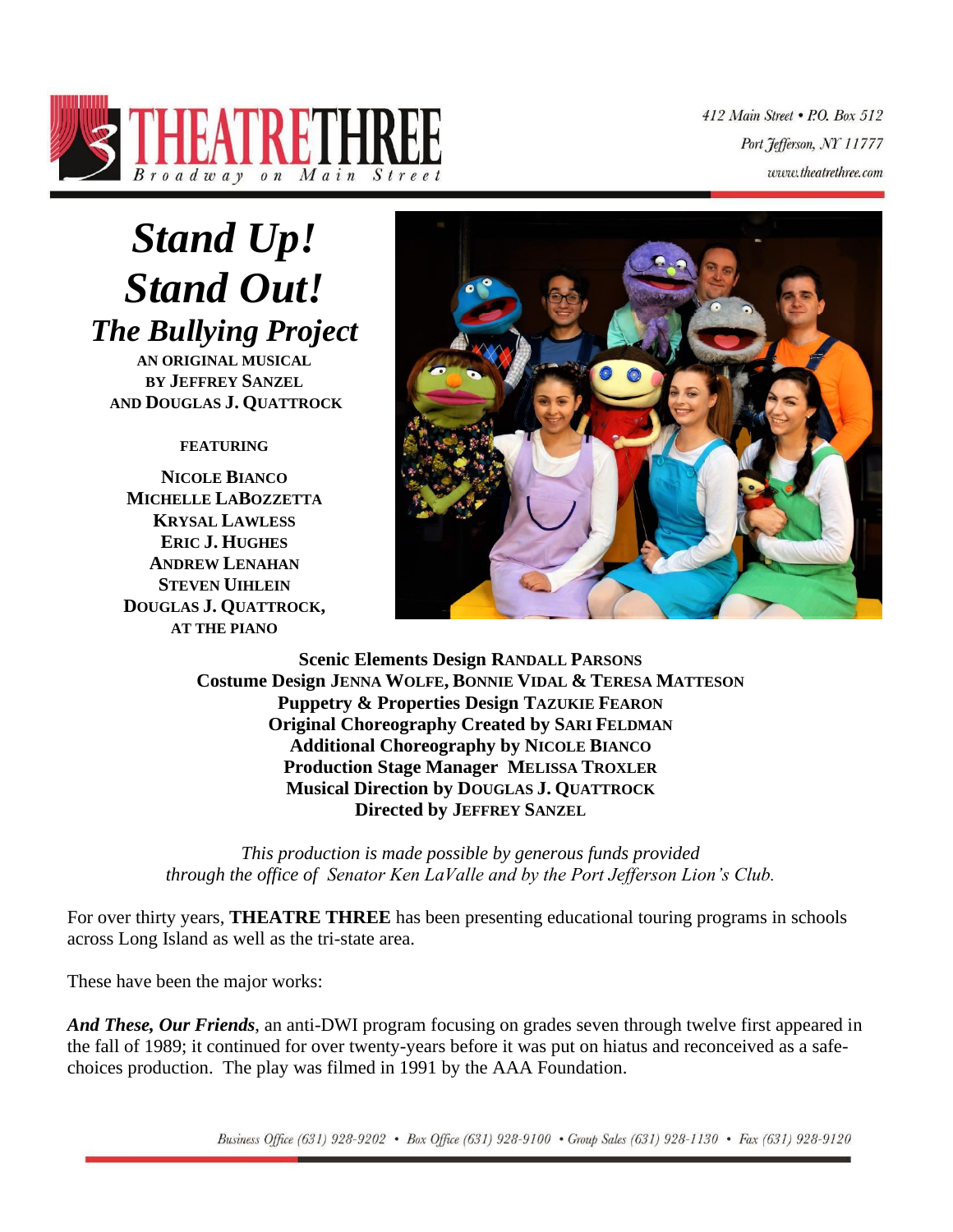**THEATRE THREE**
*Broadway on Main Street*

*412 Main Street • P.O. Box 512*
*Port Jefferson, NY 11777*
*www.theatrethree.com*

# *Stand Up! Stand Out!*

## *The Bullying Project*

**AN ORIGINAL MUSICAL**
**BY JEFFREY SANZEL**
**AND DOUGLAS J. QUATTROCK**

**FEATURING**

**NICOLE BIANCO**
**MICHELLE LABOZZETTA**
**KRYSAL LAWLESS**
**ERIC J. HUGHES**
**ANDREW LENAHAN**
**STEVEN UIHLEIN**
**DOUGLAS J. QUATTROCK,**
**AT THE PIANO**

**Scenic Elements Design RANDALL PARSONS**
**Costume Design JENNA WOLFE, BONNIE VIDAL & TERESA MATTESON**
**Puppetry & Properties Design TAZUKIE FEARON**
**Original Choreography Created by SARI FELDMAN**
**Additional Choreography by NICOLE BIANCO**
**Production Stage Manager MELISSA TROXLER**
**Musical Direction by DOUGLAS J. QUATTROCK**
**Directed by JEFFREY SANZEL**

*This production is made possible by generous funds provided through the office of Senator Ken LaValle and by the Port Jefferson Lion's Club.*

For over thirty years, **THEATRE THREE** has been presenting educational touring programs in schools across Long Island as well as the tri-state area.

These have been the major works:

***And These, Our Friends***, an anti-DWI program focusing on grades seven through twelve first appeared in the fall of 1989; it continued for over twenty-years before it was put on hiatus and reconceived as a safe-choices production. The play was filmed in 1991 by the AAA Foundation.

*Business Office (631) 928-9202 • Box Office (631) 928-9100 • Group Sales (631) 928-1130 • Fax (631) 928-9120*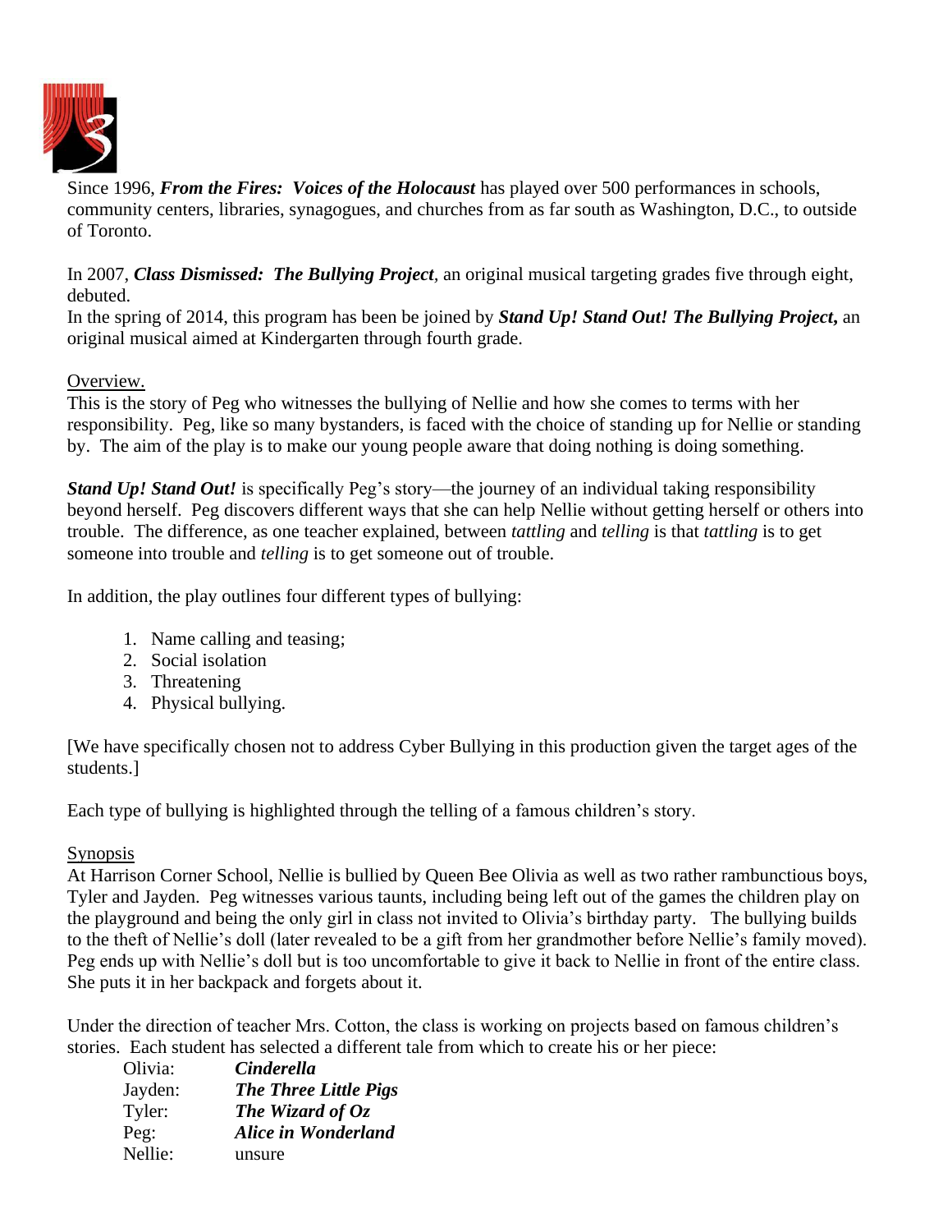Since 1996, ***From the Fires: Voices of the Holocaust*** has played over 500 performances in schools, community centers, libraries, synagogues, and churches from as far south as Washington, D.C., to outside of Toronto.

In 2007, ***Class Dismissed: The Bullying Project***, an original musical targeting grades five through eight, debuted.
In the spring of 2014, this program has been be joined by ***Stand Up! Stand Out! The Bullying Project***, an original musical aimed at Kindergarten through fourth grade.

Overview.
This is the story of Peg who witnesses the bullying of Nellie and how she comes to terms with her responsibility. Peg, like so many bystanders, is faced with the choice of standing up for Nellie or standing by. The aim of the play is to make our young people aware that doing nothing is doing something.

***Stand Up! Stand Out!*** is specifically Peg's story—the journey of an individual taking responsibility beyond herself. Peg discovers different ways that she can help Nellie without getting herself or others into trouble. The difference, as one teacher explained, between *tattling* and *telling* is that *tattling* is to get someone into trouble and *telling* is to get someone out of trouble.

In addition, the play outlines four different types of bullying:

1. Name calling and teasing;
2. Social isolation
3. Threatening
4. Physical bullying.

[We have specifically chosen not to address Cyber Bullying in this production given the target ages of the students.]

Each type of bullying is highlighted through the telling of a famous children's story.

Synopsis
At Harrison Corner School, Nellie is bullied by Queen Bee Olivia as well as two rather rambunctious boys, Tyler and Jayden. Peg witnesses various taunts, including being left out of the games the children play on the playground and being the only girl in class not invited to Olivia's birthday party. The bullying builds to the theft of Nellie's doll (later revealed to be a gift from her grandmother before Nellie's family moved). Peg ends up with Nellie's doll but is too uncomfortable to give it back to Nellie in front of the entire class. She puts it in her backpack and forgets about it.

Under the direction of teacher Mrs. Cotton, the class is working on projects based on famous children's stories. Each student has selected a different tale from which to create his or her piece:

Olivia: ***Cinderella***
Jayden: ***The Three Little Pigs***
Tyler: ***The Wizard of Oz***
Peg: ***Alice in Wonderland***
Nellie: unsure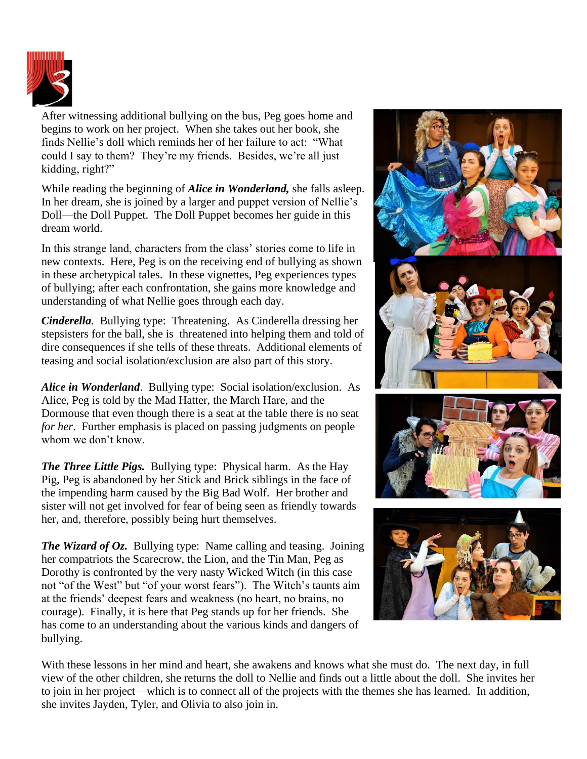After witnessing additional bullying on the bus, Peg goes home and begins to work on her project. When she takes out her book, she finds Nellie's doll which reminds her of her failure to act: "What could I say to them? They're my friends. Besides, we're all just kidding, right?"

While reading the beginning of ***Alice in Wonderland,*** she falls asleep. In her dream, she is joined by a larger and puppet version of Nellie's Doll—the Doll Puppet. The Doll Puppet becomes her guide in this dream world.

In this strange land, characters from the class' stories come to life in new contexts. Here, Peg is on the receiving end of bullying as shown in these archetypical tales. In these vignettes, Peg experiences types of bullying; after each confrontation, she gains more knowledge and understanding of what Nellie goes through each day.

***Cinderella***. Bullying type: Threatening. As Cinderella dressing her stepsisters for the ball, she is threatened into helping them and told of dire consequences if she tells of these threats. Additional elements of teasing and social isolation/exclusion are also part of this story.

***Alice in Wonderland***. Bullying type: Social isolation/exclusion. As Alice, Peg is told by the Mad Hatter, the March Hare, and the Dormouse that even though there is a seat at the table there is no seat *for her*. Further emphasis is placed on passing judgments on people whom we don't know.

***The Three Little Pigs.*** Bullying type: Physical harm. As the Hay Pig, Peg is abandoned by her Stick and Brick siblings in the face of the impending harm caused by the Big Bad Wolf. Her brother and sister will not get involved for fear of being seen as friendly towards her, and, therefore, possibly being hurt themselves.

***The Wizard of Oz.*** Bullying type: Name calling and teasing. Joining her compatriots the Scarecrow, the Lion, and the Tin Man, Peg as Dorothy is confronted by the very nasty Wicked Witch (in this case not "of the West" but "of your worst fears"). The Witch's taunts aim at the friends' deepest fears and weakness (no heart, no brains, no courage). Finally, it is here that Peg stands up for her friends. She has come to an understanding about the various kinds and dangers of bullying.

With these lessons in her mind and heart, she awakens and knows what she must do. The next day, in full view of the other children, she returns the doll to Nellie and finds out a little about the doll. She invites her to join in her project—which is to connect all of the projects with the themes she has learned. In addition, she invites Jayden, Tyler, and Olivia to also join in.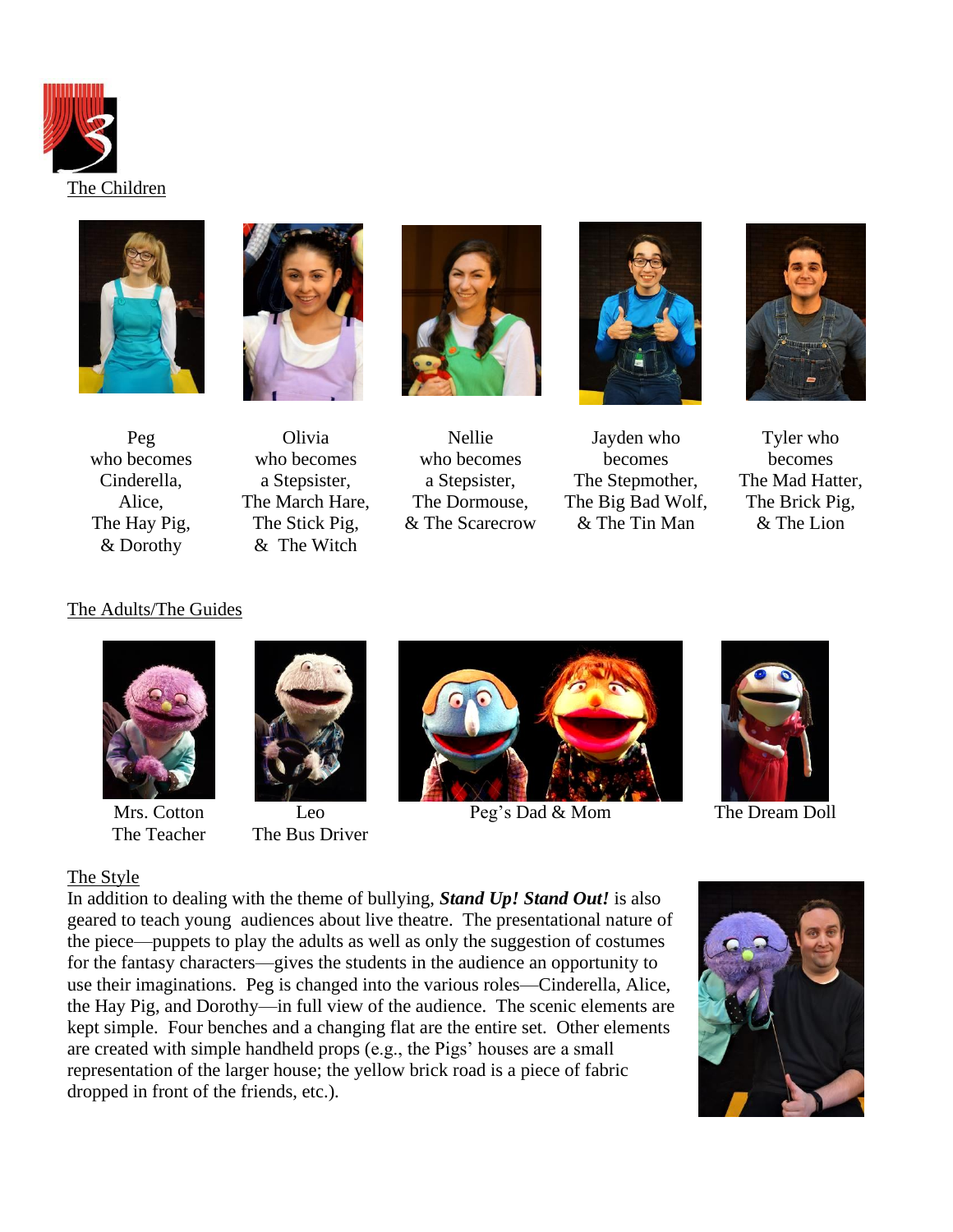## The Children

Peg
who becomes
Cinderella,
Alice,
The Hay Pig,
& Dorothy

Olivia
who becomes
a Stepsister,
The March Hare,
The Stick Pig,
& The Witch

Nellie
who becomes
a Stepsister,
The Dormouse,
& The Scarecrow

Jayden who
becomes
The Stepmother,
The Big Bad Wolf,
& The Tin Man

Tyler who
becomes
The Mad Hatter,
The Brick Pig,
& The Lion

## The Adults/The Guides

Mrs. Cotton
The Teacher

Leo
The Bus Driver

Peg's Dad & Mom

The Dream Doll

## The Style

In addition to dealing with the theme of bullying, ***Stand Up! Stand Out!*** is also geared to teach young audiences about live theatre. The presentational nature of the piece—puppets to play the adults as well as only the suggestion of costumes for the fantasy characters—gives the students in the audience an opportunity to use their imaginations. Peg is changed into the various roles—Cinderella, Alice, the Hay Pig, and Dorothy—in full view of the audience. The scenic elements are kept simple. Four benches and a changing flat are the entire set. Other elements are created with simple handheld props (e.g., the Pigs' houses are a small representation of the larger house; the yellow brick road is a piece of fabric dropped in front of the friends, etc.).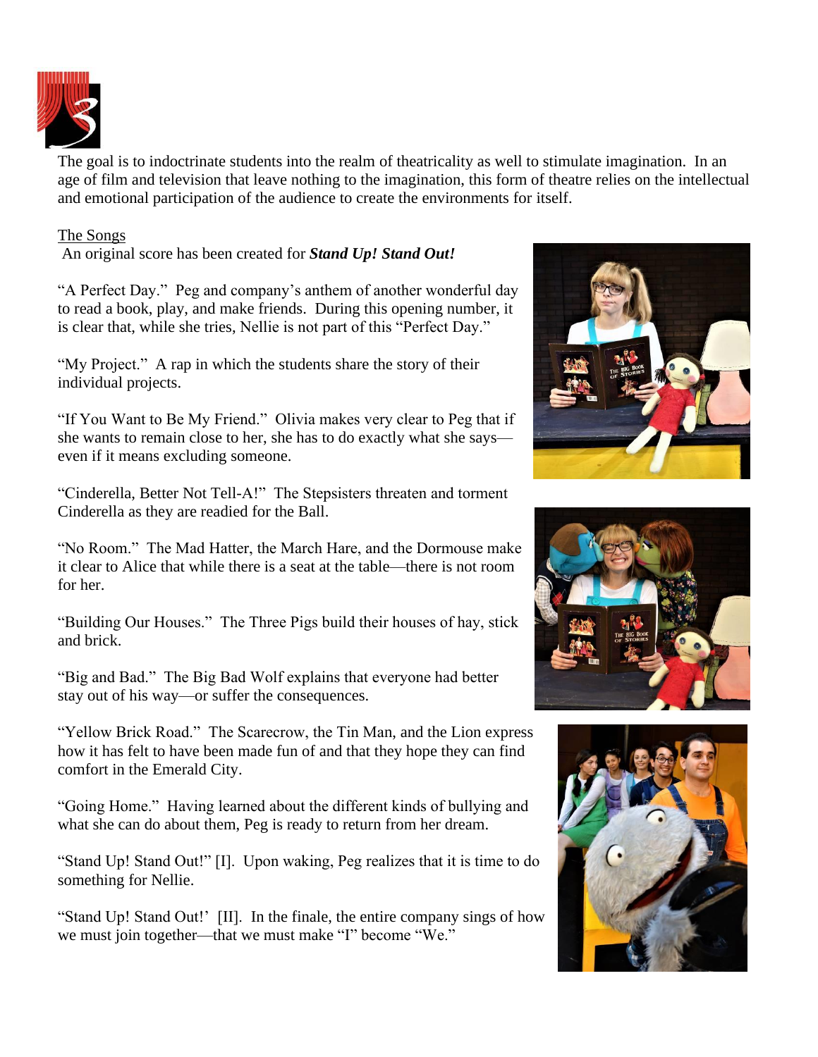The goal is to indoctrinate students into the realm of theatricality as well to stimulate imagination. In an age of film and television that leave nothing to the imagination, this form of theatre relies on the intellectual and emotional participation of the audience to create the environments for itself.

## The Songs

An original score has been created for ***Stand Up! Stand Out!***

"A Perfect Day." Peg and company's anthem of another wonderful day to read a book, play, and make friends. During this opening number, it is clear that, while she tries, Nellie is not part of this "Perfect Day."

"My Project." A rap in which the students share the story of their individual projects.

"If You Want to Be My Friend." Olivia makes very clear to Peg that if she wants to remain close to her, she has to do exactly what she says—even if it means excluding someone.

"Cinderella, Better Not Tell-A!" The Stepsisters threaten and torment Cinderella as they are readied for the Ball.

"No Room." The Mad Hatter, the March Hare, and the Dormouse make it clear to Alice that while there is a seat at the table—there is not room for her.

"Building Our Houses." The Three Pigs build their houses of hay, stick and brick.

"Big and Bad." The Big Bad Wolf explains that everyone had better stay out of his way—or suffer the consequences.

"Yellow Brick Road." The Scarecrow, the Tin Man, and the Lion express how it has felt to have been made fun of and that they hope they can find comfort in the Emerald City.

"Going Home." Having learned about the different kinds of bullying and what she can do about them, Peg is ready to return from her dream.

"Stand Up! Stand Out!" [I]. Upon waking, Peg realizes that it is time to do something for Nellie.

"Stand Up! Stand Out!' [II]. In the finale, the entire company sings of how we must join together—that we must make "I" become "We."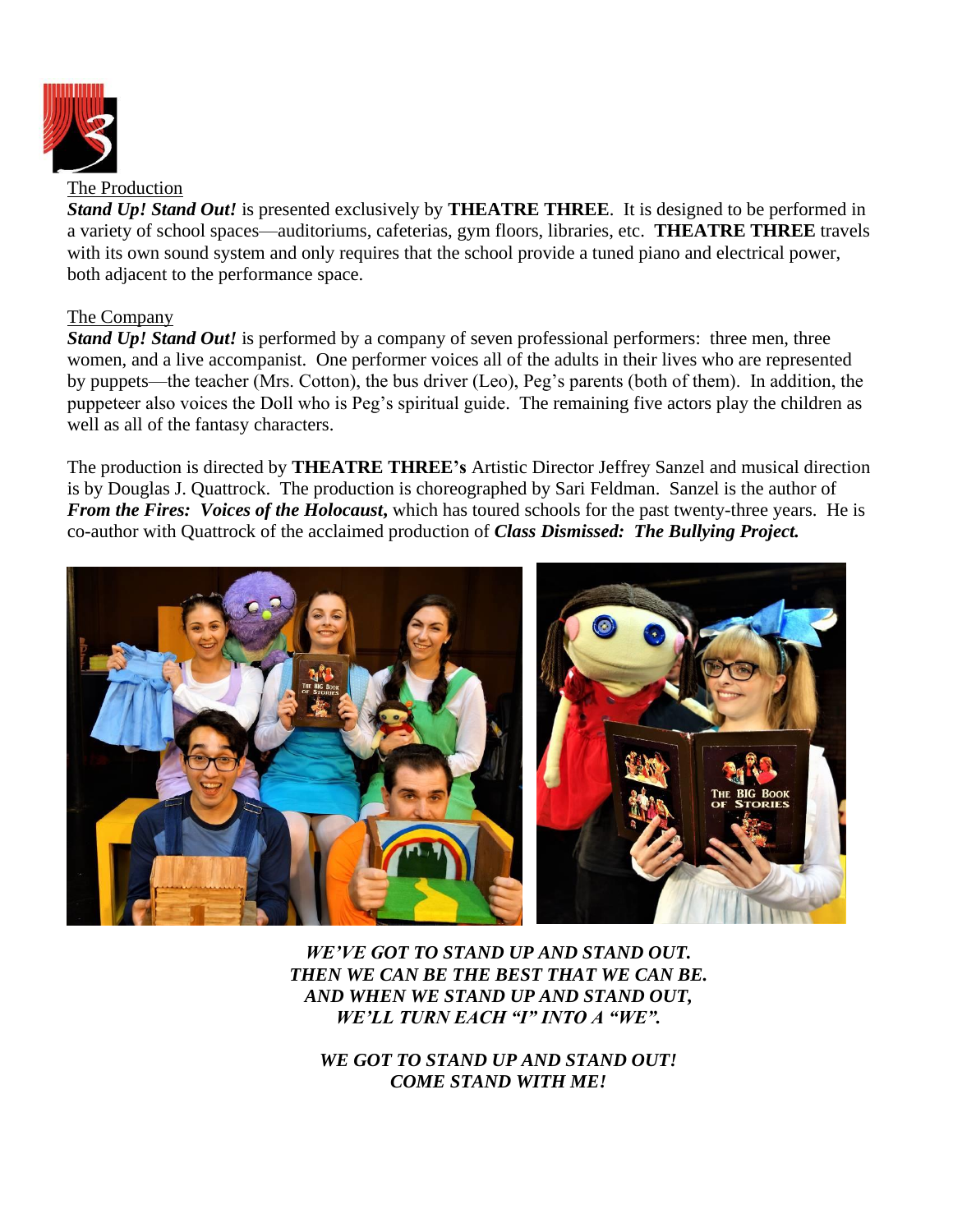The Production

***Stand Up! Stand Out!*** is presented exclusively by **THEATRE THREE**. It is designed to be performed in a variety of school spaces—auditoriums, cafeterias, gym floors, libraries, etc. **THEATRE THREE** travels with its own sound system and only requires that the school provide a tuned piano and electrical power, both adjacent to the performance space.

The Company

***Stand Up! Stand Out!*** is performed by a company of seven professional performers: three men, three women, and a live accompanist. One performer voices all of the adults in their lives who are represented by puppets—the teacher (Mrs. Cotton), the bus driver (Leo), Peg's parents (both of them). In addition, the puppeteer also voices the Doll who is Peg's spiritual guide. The remaining five actors play the children as well as all of the fantasy characters.

The production is directed by **THEATRE THREE's** Artistic Director Jeffrey Sanzel and musical direction is by Douglas J. Quattrock. The production is choreographed by Sari Feldman. Sanzel is the author of ***From the Fires: Voices of the Holocaust***, which has toured schools for the past twenty-three years. He is co-author with Quattrock of the acclaimed production of ***Class Dismissed: The Bullying Project.***

***WE'VE GOT TO STAND UP AND STAND OUT.***
***THEN WE CAN BE THE BEST THAT WE CAN BE.***
***AND WHEN WE STAND UP AND STAND OUT,***
***WE'LL TURN EACH "I" INTO A "WE".***

***WE GOT TO STAND UP AND STAND OUT!***
***COME STAND WITH ME!***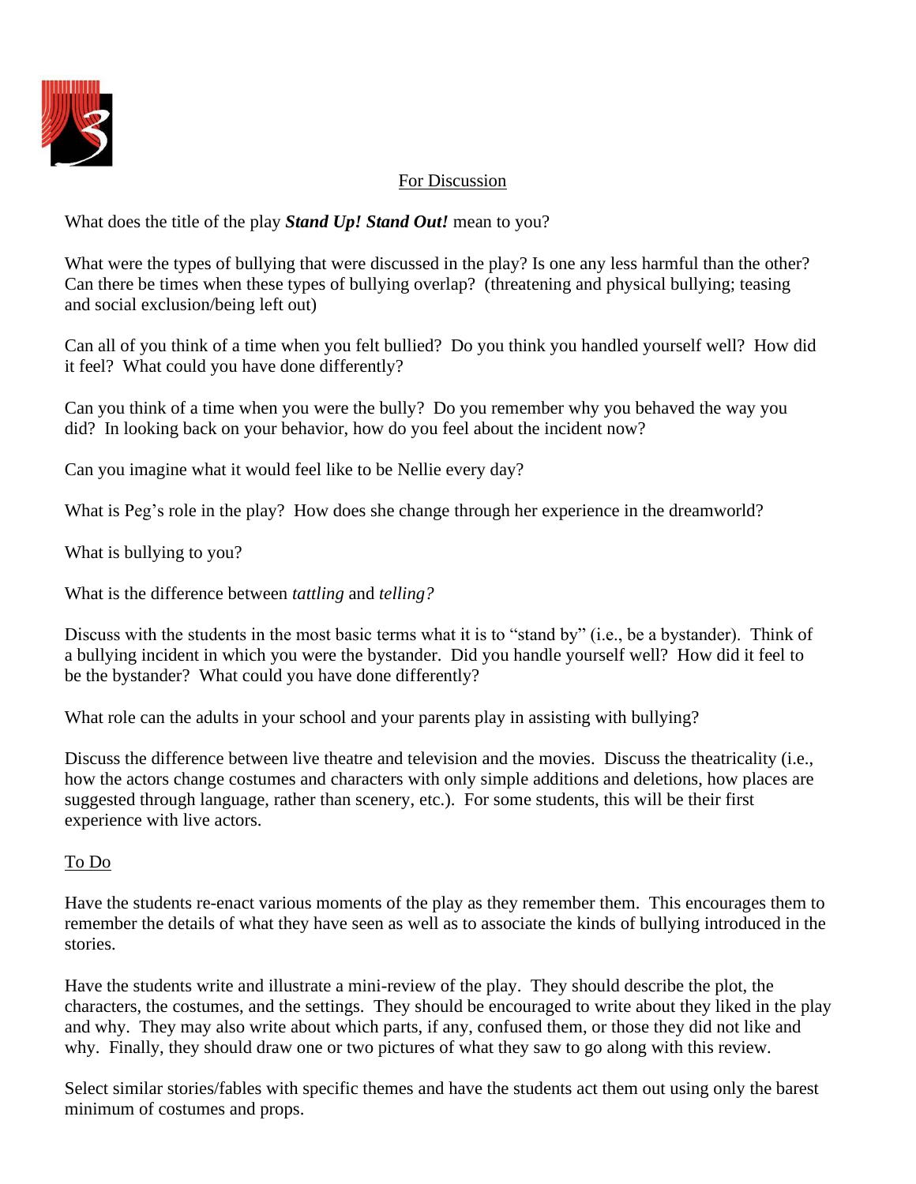## For Discussion

What does the title of the play ***Stand Up! Stand Out!*** mean to you?

What were the types of bullying that were discussed in the play? Is one any less harmful than the other? Can there be times when these types of bullying overlap? (threatening and physical bullying; teasing and social exclusion/being left out)

Can all of you think of a time when you felt bullied? Do you think you handled yourself well? How did it feel? What could you have done differently?

Can you think of a time when you were the bully? Do you remember why you behaved the way you did? In looking back on your behavior, how do you feel about the incident now?

Can you imagine what it would feel like to be Nellie every day?

What is Peg's role in the play? How does she change through her experience in the dreamworld?

What is bullying to you?

What is the difference between *tattling* and *telling?*

Discuss with the students in the most basic terms what it is to "stand by" (i.e., be a bystander). Think of a bullying incident in which you were the bystander. Did you handle yourself well? How did it feel to be the bystander? What could you have done differently?

What role can the adults in your school and your parents play in assisting with bullying?

Discuss the difference between live theatre and television and the movies. Discuss the theatricality (i.e., how the actors change costumes and characters with only simple additions and deletions, how places are suggested through language, rather than scenery, etc.). For some students, this will be their first experience with live actors.

## To Do

Have the students re-enact various moments of the play as they remember them. This encourages them to remember the details of what they have seen as well as to associate the kinds of bullying introduced in the stories.

Have the students write and illustrate a mini-review of the play. They should describe the plot, the characters, the costumes, and the settings. They should be encouraged to write about they liked in the play and why. They may also write about which parts, if any, confused them, or those they did not like and why. Finally, they should draw one or two pictures of what they saw to go along with this review.

Select similar stories/fables with specific themes and have the students act them out using only the barest minimum of costumes and props.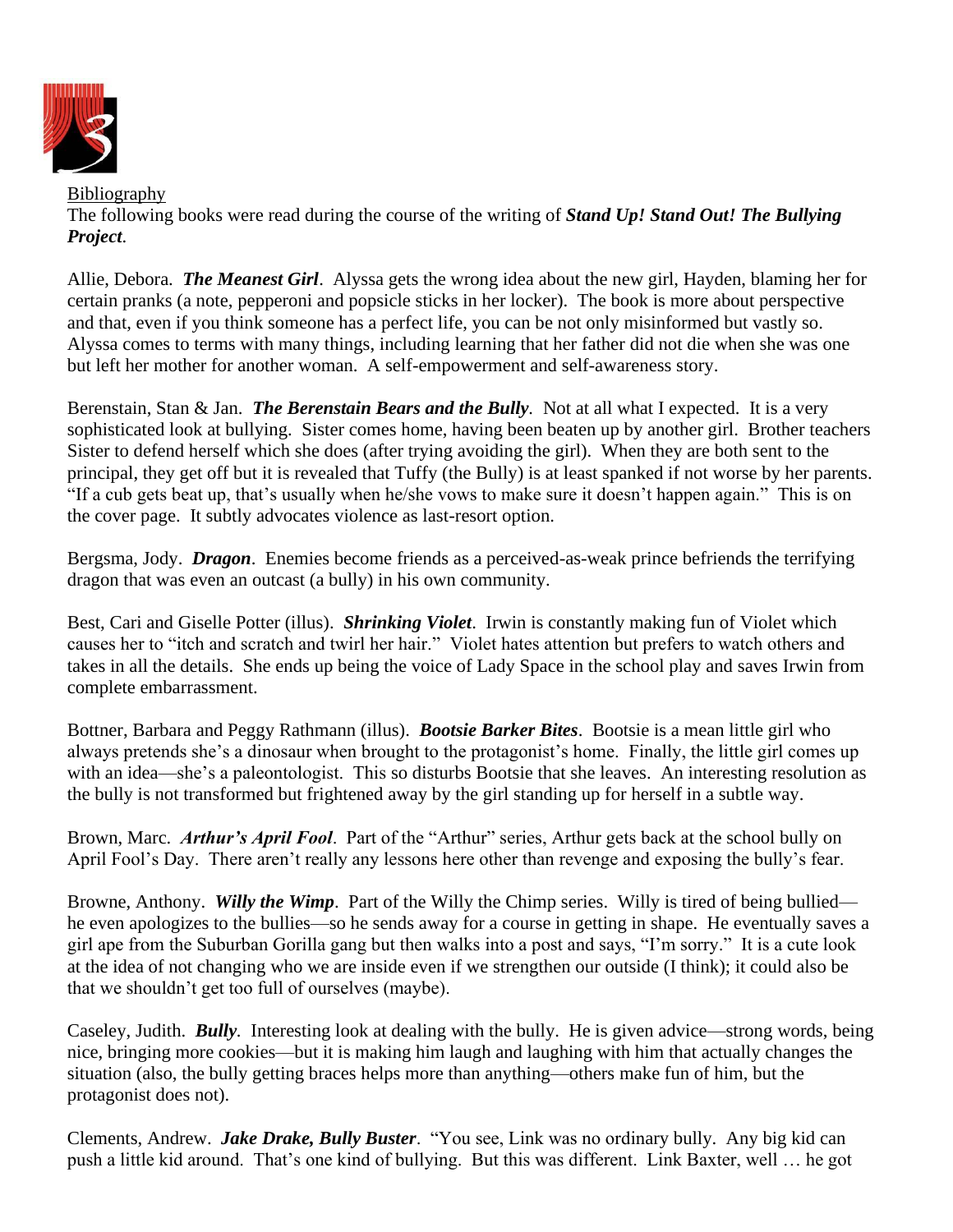Bibliography

The following books were read during the course of the writing of ***Stand Up! Stand Out! The Bullying Project***.

Allie, Debora. ***The Meanest Girl***. Alyssa gets the wrong idea about the new girl, Hayden, blaming her for certain pranks (a note, pepperoni and popsicle sticks in her locker). The book is more about perspective and that, even if you think someone has a perfect life, you can be not only misinformed but vastly so. Alyssa comes to terms with many things, including learning that her father did not die when she was one but left her mother for another woman. A self-empowerment and self-awareness story.

Berenstain, Stan & Jan. ***The Berenstain Bears and the Bully***. Not at all what I expected. It is a very sophisticated look at bullying. Sister comes home, having been beaten up by another girl. Brother teachers Sister to defend herself which she does (after trying avoiding the girl). When they are both sent to the principal, they get off but it is revealed that Tuffy (the Bully) is at least spanked if not worse by her parents. "If a cub gets beat up, that's usually when he/she vows to make sure it doesn't happen again." This is on the cover page. It subtly advocates violence as last-resort option.

Bergsma, Jody. ***Dragon***. Enemies become friends as a perceived-as-weak prince befriends the terrifying dragon that was even an outcast (a bully) in his own community.

Best, Cari and Giselle Potter (illus). ***Shrinking Violet***. Irwin is constantly making fun of Violet which causes her to "itch and scratch and twirl her hair." Violet hates attention but prefers to watch others and takes in all the details. She ends up being the voice of Lady Space in the school play and saves Irwin from complete embarrassment.

Bottner, Barbara and Peggy Rathmann (illus). ***Bootsie Barker Bites***. Bootsie is a mean little girl who always pretends she's a dinosaur when brought to the protagonist's home. Finally, the little girl comes up with an idea—she's a paleontologist. This so disturbs Bootsie that she leaves. An interesting resolution as the bully is not transformed but frightened away by the girl standing up for herself in a subtle way.

Brown, Marc. ***Arthur's April Fool***. Part of the "Arthur" series, Arthur gets back at the school bully on April Fool's Day. There aren't really any lessons here other than revenge and exposing the bully's fear.

Browne, Anthony. ***Willy the Wimp***. Part of the Willy the Chimp series. Willy is tired of being bullied—he even apologizes to the bullies—so he sends away for a course in getting in shape. He eventually saves a girl ape from the Suburban Gorilla gang but then walks into a post and says, "I'm sorry." It is a cute look at the idea of not changing who we are inside even if we strengthen our outside (I think); it could also be that we shouldn't get too full of ourselves (maybe).

Caseley, Judith. ***Bully***. Interesting look at dealing with the bully. He is given advice—strong words, being nice, bringing more cookies—but it is making him laugh and laughing with him that actually changes the situation (also, the bully getting braces helps more than anything—others make fun of him, but the protagonist does not).

Clements, Andrew. ***Jake Drake, Bully Buster***. "You see, Link was no ordinary bully. Any big kid can push a little kid around. That's one kind of bullying. But this was different. Link Baxter, well … he got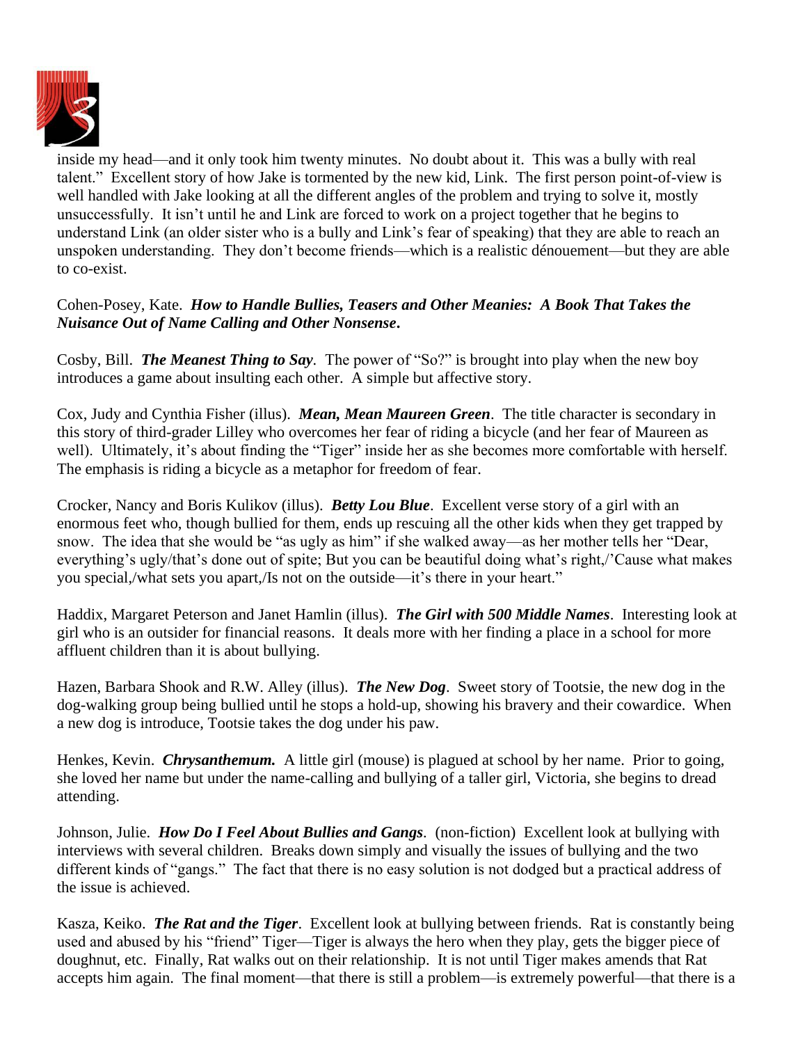inside my head—and it only took him twenty minutes. No doubt about it. This was a bully with real talent." Excellent story of how Jake is tormented by the new kid, Link. The first person point-of-view is well handled with Jake looking at all the different angles of the problem and trying to solve it, mostly unsuccessfully. It isn't until he and Link are forced to work on a project together that he begins to understand Link (an older sister who is a bully and Link's fear of speaking) that they are able to reach an unspoken understanding. They don't become friends—which is a realistic dénouement—but they are able to co-exist.

Cohen-Posey, Kate. ***How to Handle Bullies, Teasers and Other Meanies: A Book That Takes the Nuisance Out of Name Calling and Other Nonsense*.**

Cosby, Bill. ***The Meanest Thing to Say***. The power of "So?" is brought into play when the new boy introduces a game about insulting each other. A simple but affective story.

Cox, Judy and Cynthia Fisher (illus). ***Mean, Mean Maureen Green***. The title character is secondary in this story of third-grader Lilley who overcomes her fear of riding a bicycle (and her fear of Maureen as well). Ultimately, it's about finding the "Tiger" inside her as she becomes more comfortable with herself. The emphasis is riding a bicycle as a metaphor for freedom of fear.

Crocker, Nancy and Boris Kulikov (illus). ***Betty Lou Blue***. Excellent verse story of a girl with an enormous feet who, though bullied for them, ends up rescuing all the other kids when they get trapped by snow. The idea that she would be "as ugly as him" if she walked away—as her mother tells her "Dear, everything's ugly/that's done out of spite; But you can be beautiful doing what's right,/'Cause what makes you special,/what sets you apart,/Is not on the outside—it's there in your heart."

Haddix, Margaret Peterson and Janet Hamlin (illus). ***The Girl with 500 Middle Names***. Interesting look at girl who is an outsider for financial reasons. It deals more with her finding a place in a school for more affluent children than it is about bullying.

Hazen, Barbara Shook and R.W. Alley (illus). ***The New Dog***. Sweet story of Tootsie, the new dog in the dog-walking group being bullied until he stops a hold-up, showing his bravery and their cowardice. When a new dog is introduce, Tootsie takes the dog under his paw.

Henkes, Kevin. ***Chrysanthemum.*** A little girl (mouse) is plagued at school by her name. Prior to going, she loved her name but under the name-calling and bullying of a taller girl, Victoria, she begins to dread attending.

Johnson, Julie. ***How Do I Feel About Bullies and Gangs***. (non-fiction) Excellent look at bullying with interviews with several children. Breaks down simply and visually the issues of bullying and the two different kinds of "gangs." The fact that there is no easy solution is not dodged but a practical address of the issue is achieved.

Kasza, Keiko. ***The Rat and the Tiger***. Excellent look at bullying between friends. Rat is constantly being used and abused by his "friend" Tiger—Tiger is always the hero when they play, gets the bigger piece of doughnut, etc. Finally, Rat walks out on their relationship. It is not until Tiger makes amends that Rat accepts him again. The final moment—that there is still a problem—is extremely powerful—that there is a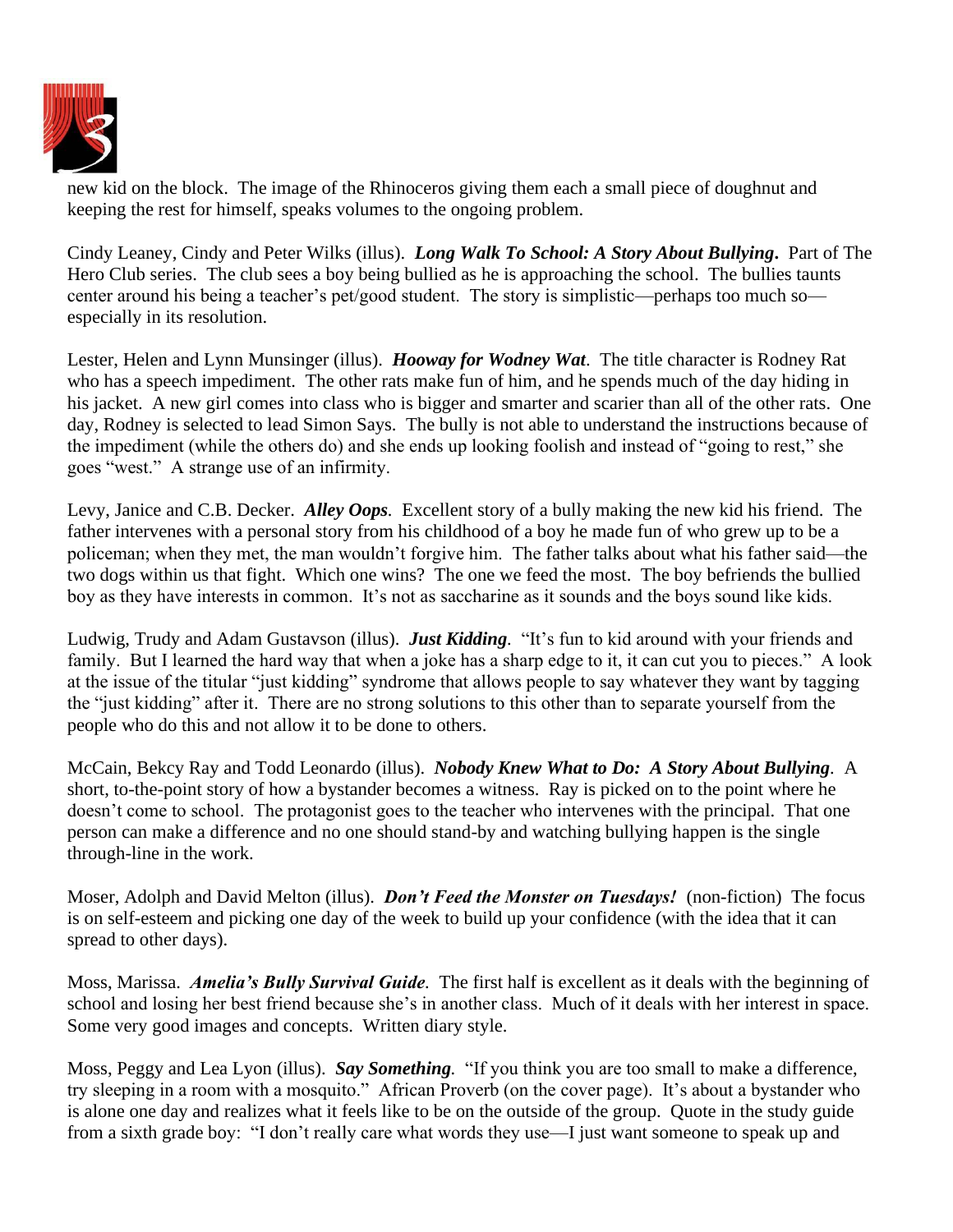new kid on the block. The image of the Rhinoceros giving them each a small piece of doughnut and keeping the rest for himself, speaks volumes to the ongoing problem.

Cindy Leaney, Cindy and Peter Wilks (illus). ***Long Walk To School: A Story About Bullying.*** Part of The Hero Club series. The club sees a boy being bullied as he is approaching the school. The bullies taunts center around his being a teacher's pet/good student. The story is simplistic—perhaps too much so—especially in its resolution.

Lester, Helen and Lynn Munsinger (illus). ***Hooway for Wodney Wat***. The title character is Rodney Rat who has a speech impediment. The other rats make fun of him, and he spends much of the day hiding in his jacket. A new girl comes into class who is bigger and smarter and scarier than all of the other rats. One day, Rodney is selected to lead Simon Says. The bully is not able to understand the instructions because of the impediment (while the others do) and she ends up looking foolish and instead of "going to rest," she goes "west." A strange use of an infirmity.

Levy, Janice and C.B. Decker. ***Alley Oops***. Excellent story of a bully making the new kid his friend. The father intervenes with a personal story from his childhood of a boy he made fun of who grew up to be a policeman; when they met, the man wouldn't forgive him. The father talks about what his father said—the two dogs within us that fight. Which one wins? The one we feed the most. The boy befriends the bullied boy as they have interests in common. It's not as saccharine as it sounds and the boys sound like kids.

Ludwig, Trudy and Adam Gustavson (illus). ***Just Kidding***. "It's fun to kid around with your friends and family. But I learned the hard way that when a joke has a sharp edge to it, it can cut you to pieces." A look at the issue of the titular "just kidding" syndrome that allows people to say whatever they want by tagging the "just kidding" after it. There are no strong solutions to this other than to separate yourself from the people who do this and not allow it to be done to others.

McCain, Bekcy Ray and Todd Leonardo (illus). ***Nobody Knew What to Do: A Story About Bullying***. A short, to-the-point story of how a bystander becomes a witness. Ray is picked on to the point where he doesn't come to school. The protagonist goes to the teacher who intervenes with the principal. That one person can make a difference and no one should stand-by and watching bullying happen is the single through-line in the work.

Moser, Adolph and David Melton (illus). ***Don't Feed the Monster on Tuesdays!*** (non-fiction) The focus is on self-esteem and picking one day of the week to build up your confidence (with the idea that it can spread to other days).

Moss, Marissa. ***Amelia's Bully Survival Guide***. The first half is excellent as it deals with the beginning of school and losing her best friend because she's in another class. Much of it deals with her interest in space. Some very good images and concepts. Written diary style.

Moss, Peggy and Lea Lyon (illus). ***Say Something***. "If you think you are too small to make a difference, try sleeping in a room with a mosquito." African Proverb (on the cover page). It's about a bystander who is alone one day and realizes what it feels like to be on the outside of the group. Quote in the study guide from a sixth grade boy: "I don't really care what words they use—I just want someone to speak up and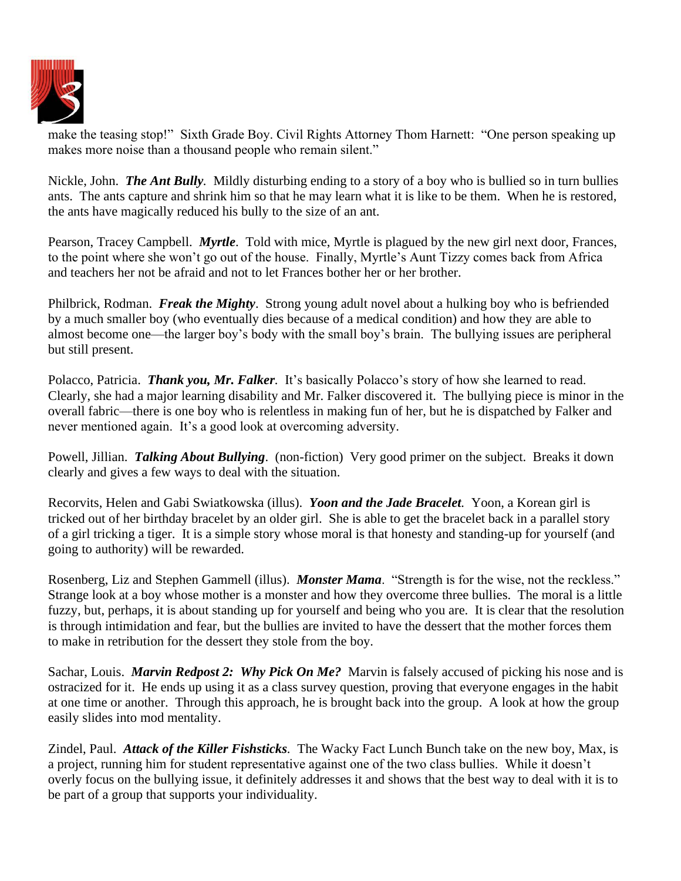make the teasing stop!" Sixth Grade Boy. Civil Rights Attorney Thom Harnett: "One person speaking up makes more noise than a thousand people who remain silent."

Nickle, John. ***The Ant Bully.*** Mildly disturbing ending to a story of a boy who is bullied so in turn bullies ants. The ants capture and shrink him so that he may learn what it is like to be them. When he is restored, the ants have magically reduced his bully to the size of an ant.

Pearson, Tracey Campbell. ***Myrtle***. Told with mice, Myrtle is plagued by the new girl next door, Frances, to the point where she won't go out of the house. Finally, Myrtle's Aunt Tizzy comes back from Africa and teachers her not be afraid and not to let Frances bother her or her brother.

Philbrick, Rodman. ***Freak the Mighty***. Strong young adult novel about a hulking boy who is befriended by a much smaller boy (who eventually dies because of a medical condition) and how they are able to almost become one—the larger boy's body with the small boy's brain. The bullying issues are peripheral but still present.

Polacco, Patricia. ***Thank you, Mr. Falker.*** It's basically Polacco's story of how she learned to read. Clearly, she had a major learning disability and Mr. Falker discovered it. The bullying piece is minor in the overall fabric—there is one boy who is relentless in making fun of her, but he is dispatched by Falker and never mentioned again. It's a good look at overcoming adversity.

Powell, Jillian. ***Talking About Bullying***. (non-fiction) Very good primer on the subject. Breaks it down clearly and gives a few ways to deal with the situation.

Recorvits, Helen and Gabi Swiatkowska (illus). ***Yoon and the Jade Bracelet.*** Yoon, a Korean girl is tricked out of her birthday bracelet by an older girl. She is able to get the bracelet back in a parallel story of a girl tricking a tiger. It is a simple story whose moral is that honesty and standing-up for yourself (and going to authority) will be rewarded.

Rosenberg, Liz and Stephen Gammell (illus). ***Monster Mama***. "Strength is for the wise, not the reckless." Strange look at a boy whose mother is a monster and how they overcome three bullies. The moral is a little fuzzy, but, perhaps, it is about standing up for yourself and being who you are. It is clear that the resolution is through intimidation and fear, but the bullies are invited to have the dessert that the mother forces them to make in retribution for the dessert they stole from the boy.

Sachar, Louis. ***Marvin Redpost 2: Why Pick On Me?*** Marvin is falsely accused of picking his nose and is ostracized for it. He ends up using it as a class survey question, proving that everyone engages in the habit at one time or another. Through this approach, he is brought back into the group. A look at how the group easily slides into mod mentality.

Zindel, Paul. ***Attack of the Killer Fishsticks***. The Wacky Fact Lunch Bunch take on the new boy, Max, is a project, running him for student representative against one of the two class bullies. While it doesn't overly focus on the bullying issue, it definitely addresses it and shows that the best way to deal with it is to be part of a group that supports your individuality.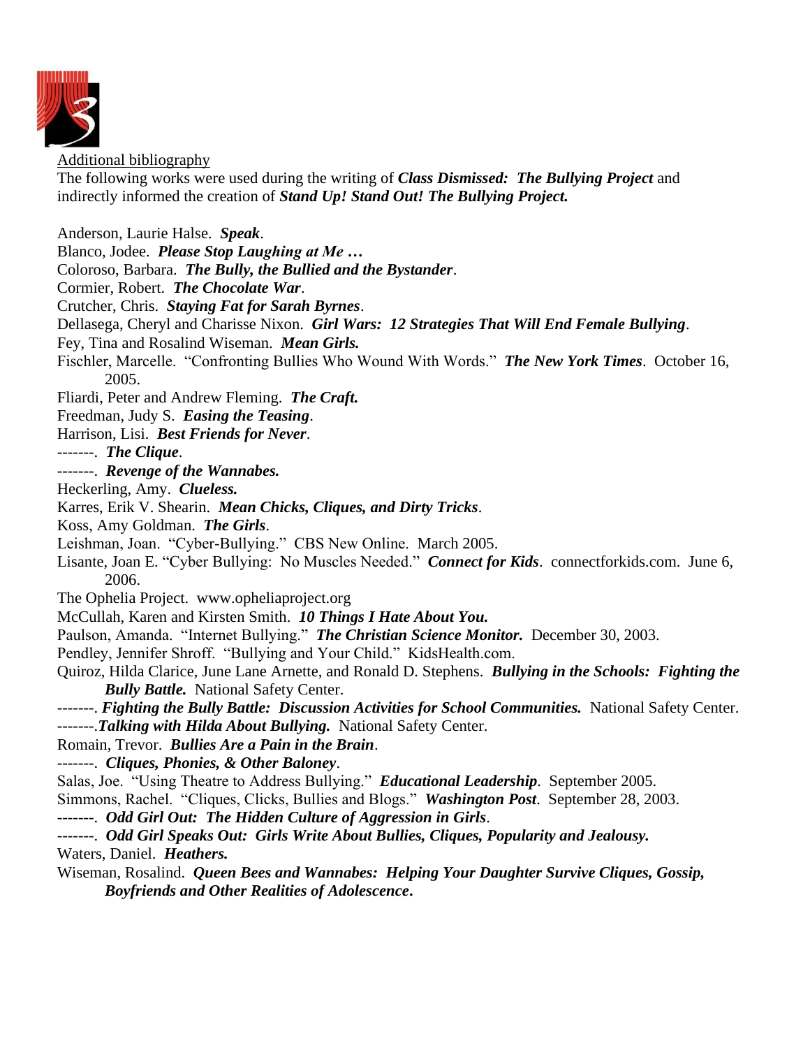Additional bibliography

The following works were used during the writing of ***Class Dismissed: The Bullying Project*** and indirectly informed the creation of ***Stand Up! Stand Out! The Bullying Project.***

Anderson, Laurie Halse. ***Speak***.
Blanco, Jodee. ***Please Stop Laughing at Me …***
Coloroso, Barbara. ***The Bully, the Bullied and the Bystander***.
Cormier, Robert. ***The Chocolate War***.
Crutcher, Chris. ***Staying Fat for Sarah Byrnes***.
Dellasega, Cheryl and Charisse Nixon. ***Girl Wars: 12 Strategies That Will End Female Bullying***.
Fey, Tina and Rosalind Wiseman. ***Mean Girls.***
Fischler, Marcelle. "Confronting Bullies Who Wound With Words." ***The New York Times***. October 16, 2005.
Fliardi, Peter and Andrew Fleming. ***The Craft.***
Freedman, Judy S. ***Easing the Teasing***.
Harrison, Lisi. ***Best Friends for Never***.
-------. ***The Clique***.
-------. ***Revenge of the Wannabes.***
Heckerling, Amy. ***Clueless.***
Karres, Erik V. Shearin. ***Mean Chicks, Cliques, and Dirty Tricks***.
Koss, Amy Goldman. ***The Girls***.
Leishman, Joan. "Cyber-Bullying." CBS New Online. March 2005.
Lisante, Joan E. "Cyber Bullying: No Muscles Needed." ***Connect for Kids***. connectforkids.com. June 6, 2006.
The Ophelia Project. www.opheliaproject.org
McCullah, Karen and Kirsten Smith. ***10 Things I Hate About You.***
Paulson, Amanda. "Internet Bullying." ***The Christian Science Monitor.*** December 30, 2003.
Pendley, Jennifer Shroff. "Bullying and Your Child." KidsHealth.com.
Quiroz, Hilda Clarice, June Lane Arnette, and Ronald D. Stephens. ***Bullying in the Schools: Fighting the Bully Battle.*** National Safety Center.
-------. ***Fighting the Bully Battle: Discussion Activities for School Communities.*** National Safety Center.
-------.***Talking with Hilda About Bullying.*** National Safety Center.
Romain, Trevor. ***Bullies Are a Pain in the Brain***.
-------. ***Cliques, Phonies, & Other Baloney***.
Salas, Joe. "Using Theatre to Address Bullying." ***Educational Leadership***. September 2005.
Simmons, Rachel. "Cliques, Clicks, Bullies and Blogs." ***Washington Post***. September 28, 2003.
-------. ***Odd Girl Out: The Hidden Culture of Aggression in Girls***.
-------. ***Odd Girl Speaks Out: Girls Write About Bullies, Cliques, Popularity and Jealousy.***
Waters, Daniel. ***Heathers.***
Wiseman, Rosalind. ***Queen Bees and Wannabes: Helping Your Daughter Survive Cliques, Gossip, Boyfriends and Other Realities of Adolescence.***